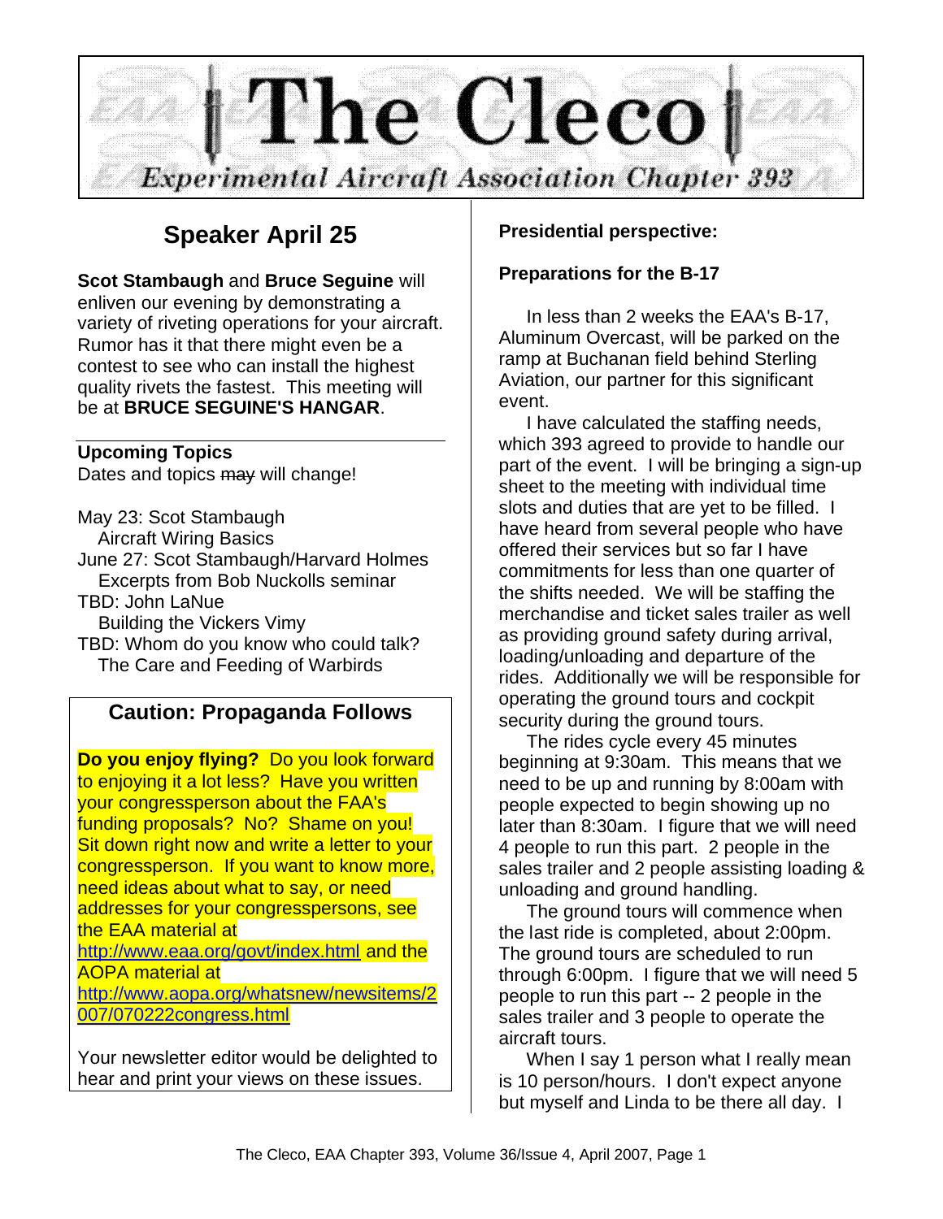# The Cleco

*Experimental Aircraft Association Chapter 393*

## Speaker April 25

**Scot Stambaugh** and **Bruce Seguine** will enliven our evening by demonstrating a variety of riveting operations for your aircraft. Rumor has it that there might even be a contest to see who can install the highest quality rivets the fastest. This meeting will be at **BRUCE SEGUINE'S HANGAR**.

**Upcoming Topics**

Dates and topics ~~may~~ will change!

May 23: Scot Stambaugh
  Aircraft Wiring Basics
June 27: Scot Stambaugh/Harvard Holmes
  Excerpts from Bob Nuckolls seminar
TBD: John LaNue
  Building the Vickers Vimy
TBD: Whom do you know who could talk?
  The Care and Feeding of Warbirds

### Caution: Propaganda Follows

**Do you enjoy flying?** Do you look forward to enjoying it a lot less? Have you written your congressperson about the FAA's funding proposals? No? Shame on you! Sit down right now and write a letter to your congressperson. If you want to know more, need ideas about what to say, or need addresses for your congresspersons, see the EAA material at http://www.eaa.org/govt/index.html and the AOPA material at http://www.aopa.org/whatsnew/newsitems/2007/070222congress.html

Your newsletter editor would be delighted to hear and print your views on these issues.

**Presidential perspective:**

**Preparations for the B-17**

In less than 2 weeks the EAA's B-17, Aluminum Overcast, will be parked on the ramp at Buchanan field behind Sterling Aviation, our partner for this significant event.

I have calculated the staffing needs, which 393 agreed to provide to handle our part of the event. I will be bringing a sign-up sheet to the meeting with individual time slots and duties that are yet to be filled. I have heard from several people who have offered their services but so far I have commitments for less than one quarter of the shifts needed. We will be staffing the merchandise and ticket sales trailer as well as providing ground safety during arrival, loading/unloading and departure of the rides. Additionally we will be responsible for operating the ground tours and cockpit security during the ground tours.

The rides cycle every 45 minutes beginning at 9:30am. This means that we need to be up and running by 8:00am with people expected to begin showing up no later than 8:30am. I figure that we will need 4 people to run this part. 2 people in the sales trailer and 2 people assisting loading & unloading and ground handling.

The ground tours will commence when the last ride is completed, about 2:00pm. The ground tours are scheduled to run through 6:00pm. I figure that we will need 5 people to run this part -- 2 people in the sales trailer and 3 people to operate the aircraft tours.

When I say 1 person what I really mean is 10 person/hours. I don't expect anyone but myself and Linda to be there all day. I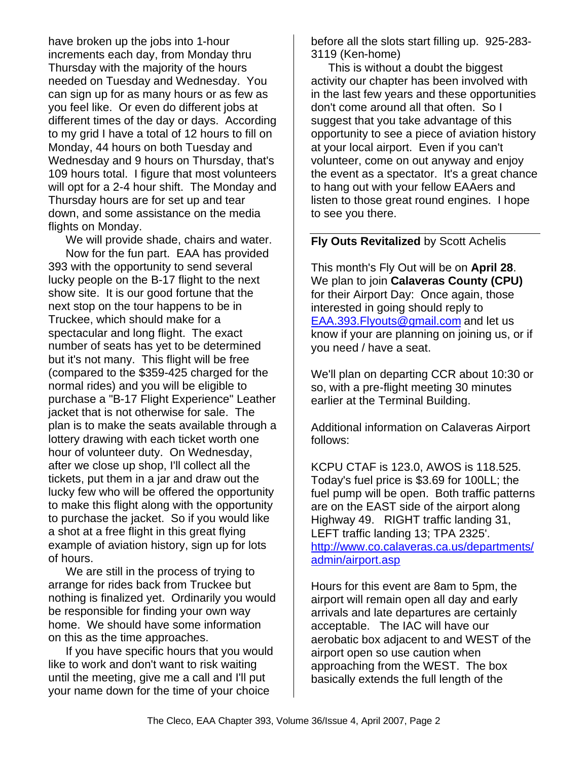have broken up the jobs into 1-hour increments each day, from Monday thru Thursday with the majority of the hours needed on Tuesday and Wednesday. You can sign up for as many hours or as few as you feel like. Or even do different jobs at different times of the day or days. According to my grid I have a total of 12 hours to fill on Monday, 44 hours on both Tuesday and Wednesday and 9 hours on Thursday, that's 109 hours total. I figure that most volunteers will opt for a 2-4 hour shift. The Monday and Thursday hours are for set up and tear down, and some assistance on the media flights on Monday.

We will provide shade, chairs and water.

Now for the fun part. EAA has provided 393 with the opportunity to send several lucky people on the B-17 flight to the next show site. It is our good fortune that the next stop on the tour happens to be in Truckee, which should make for a spectacular and long flight. The exact number of seats has yet to be determined but it's not many. This flight will be free (compared to the $359-425 charged for the normal rides) and you will be eligible to purchase a "B-17 Flight Experience" Leather jacket that is not otherwise for sale. The plan is to make the seats available through a lottery drawing with each ticket worth one hour of volunteer duty. On Wednesday, after we close up shop, I'll collect all the tickets, put them in a jar and draw out the lucky few who will be offered the opportunity to make this flight along with the opportunity to purchase the jacket. So if you would like a shot at a free flight in this great flying example of aviation history, sign up for lots of hours.

We are still in the process of trying to arrange for rides back from Truckee but nothing is finalized yet. Ordinarily you would be responsible for finding your own way home. We should have some information on this as the time approaches.

If you have specific hours that you would like to work and don't want to risk waiting until the meeting, give me a call and I'll put your name down for the time of your choice before all the slots start filling up. 925-283-3119 (Ken-home)

This is without a doubt the biggest activity our chapter has been involved with in the last few years and these opportunities don't come around all that often. So I suggest that you take advantage of this opportunity to see a piece of aviation history at your local airport. Even if you can't volunteer, come on out anyway and enjoy the event as a spectator. It's a great chance to hang out with your fellow EAAers and listen to those great round engines. I hope to see you there.

---

**Fly Outs Revitalized** by Scott Achelis

This month's Fly Out will be on **April 28**. We plan to join **Calaveras County (CPU)** for their Airport Day: Once again, those interested in going should reply to EAA.393.Flyouts@gmail.com and let us know if your are planning on joining us, or if you need / have a seat.

We'll plan on departing CCR about 10:30 or so, with a pre-flight meeting 30 minutes earlier at the Terminal Building.

Additional information on Calaveras Airport follows:

KCPU CTAF is 123.0, AWOS is 118.525. Today's fuel price is $3.69 for 100LL; the fuel pump will be open. Both traffic patterns are on the EAST side of the airport along Highway 49. RIGHT traffic landing 31, LEFT traffic landing 13; TPA 2325'. http://www.co.calaveras.ca.us/departments/admin/airport.asp

Hours for this event are 8am to 5pm, the airport will remain open all day and early arrivals and late departures are certainly acceptable. The IAC will have our aerobatic box adjacent to and WEST of the airport open so use caution when approaching from the WEST. The box basically extends the full length of the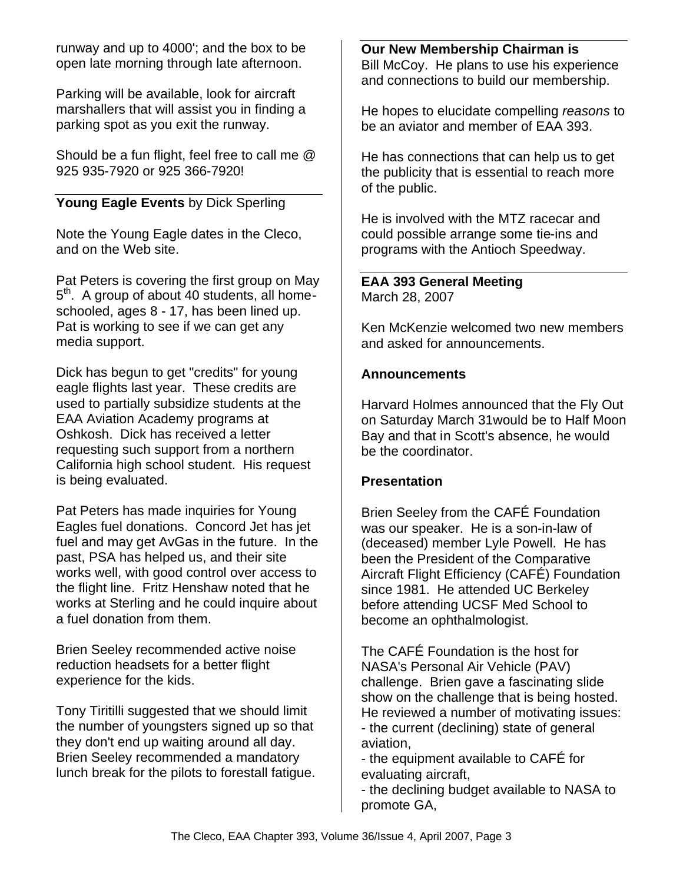runway and up to 4000'; and the box to be open late morning through late afternoon.

Parking will be available, look for aircraft marshallers that will assist you in finding a parking spot as you exit the runway.

Should be a fun flight, feel free to call me @ 925 935-7920 or 925 366-7920!

**Young Eagle Events** by Dick Sperling

Note the Young Eagle dates in the Cleco, and on the Web site.

Pat Peters is covering the first group on May 5th. A group of about 40 students, all home-schooled, ages 8 - 17, has been lined up. Pat is working to see if we can get any media support.

Dick has begun to get "credits" for young eagle flights last year. These credits are used to partially subsidize students at the EAA Aviation Academy programs at Oshkosh. Dick has received a letter requesting such support from a northern California high school student. His request is being evaluated.

Pat Peters has made inquiries for Young Eagles fuel donations. Concord Jet has jet fuel and may get AvGas in the future. In the past, PSA has helped us, and their site works well, with good control over access to the flight line. Fritz Henshaw noted that he works at Sterling and he could inquire about a fuel donation from them.

Brien Seeley recommended active noise reduction headsets for a better flight experience for the kids.

Tony Tiritilli suggested that we should limit the number of youngsters signed up so that they don't end up waiting around all day. Brien Seeley recommended a mandatory lunch break for the pilots to forestall fatigue.

**Our New Membership Chairman is** Bill McCoy. He plans to use his experience and connections to build our membership.

He hopes to elucidate compelling *reasons* to be an aviator and member of EAA 393.

He has connections that can help us to get the publicity that is essential to reach more of the public.

He is involved with the MTZ racecar and could possible arrange some tie-ins and programs with the Antioch Speedway.

**EAA 393 General Meeting**
March 28, 2007

Ken McKenzie welcomed two new members and asked for announcements.

**Announcements**

Harvard Holmes announced that the Fly Out on Saturday March 31would be to Half Moon Bay and that in Scott's absence, he would be the coordinator.

**Presentation**

Brien Seeley from the CAFÉ Foundation was our speaker. He is a son-in-law of (deceased) member Lyle Powell. He has been the President of the Comparative Aircraft Flight Efficiency (CAFÉ) Foundation since 1981. He attended UC Berkeley before attending UCSF Med School to become an ophthalmologist.

The CAFÉ Foundation is the host for NASA's Personal Air Vehicle (PAV) challenge. Brien gave a fascinating slide show on the challenge that is being hosted. He reviewed a number of motivating issues:
- the current (declining) state of general aviation,
- the equipment available to CAFÉ for evaluating aircraft,
- the declining budget available to NASA to promote GA,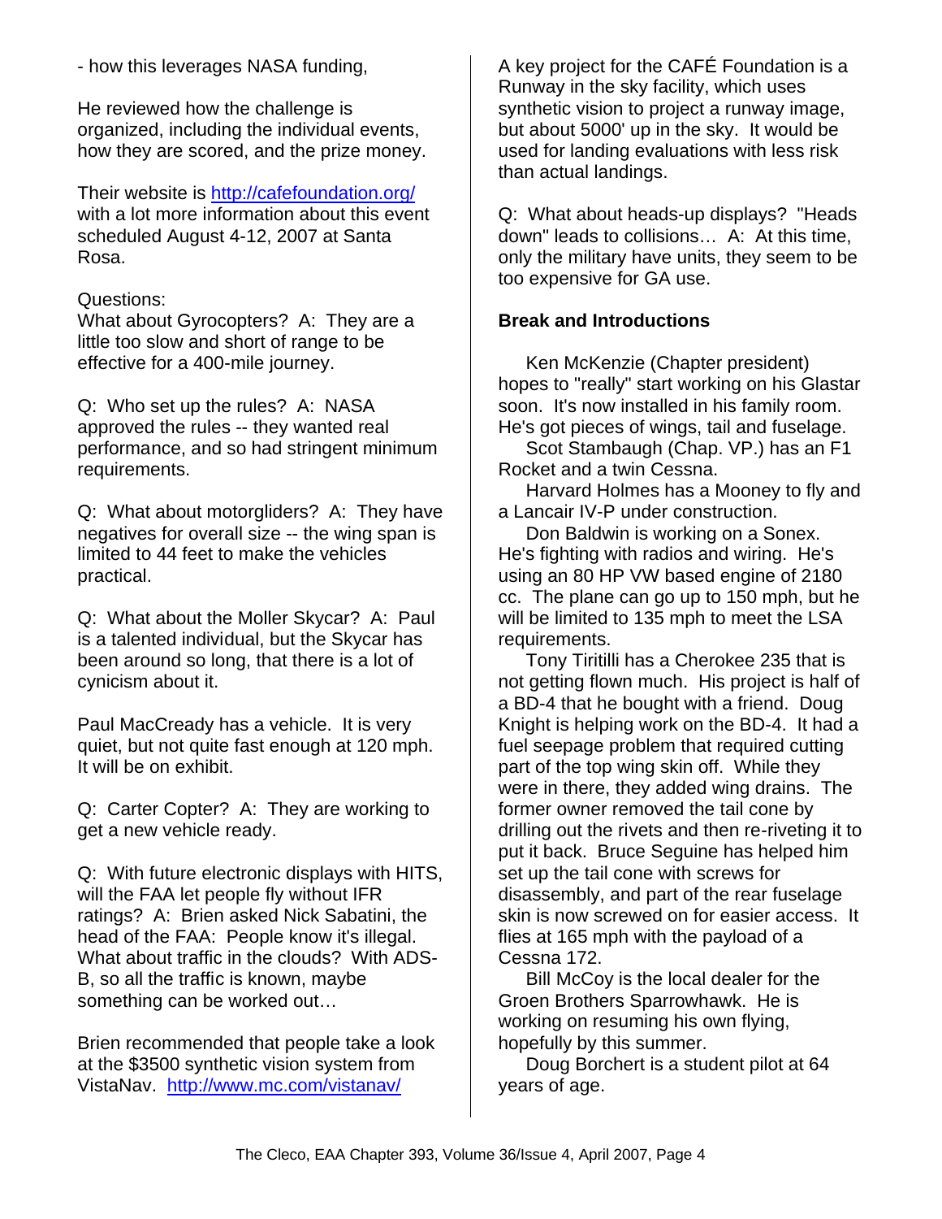- how this leverages NASA funding,

He reviewed how the challenge is organized, including the individual events, how they are scored, and the prize money.

Their website is [http://cafefoundation.org/](http://cafefoundation.org/) with a lot more information about this event scheduled August 4-12, 2007 at Santa Rosa.

Questions:
What about Gyrocopters? A: They are a little too slow and short of range to be effective for a 400-mile journey.

Q: Who set up the rules? A: NASA approved the rules -- they wanted real performance, and so had stringent minimum requirements.

Q: What about motorgliders? A: They have negatives for overall size -- the wing span is limited to 44 feet to make the vehicles practical.

Q: What about the Moller Skycar? A: Paul is a talented individual, but the Skycar has been around so long, that there is a lot of cynicism about it.

Paul MacCready has a vehicle. It is very quiet, but not quite fast enough at 120 mph. It will be on exhibit.

Q: Carter Copter? A: They are working to get a new vehicle ready.

Q: With future electronic displays with HITS, will the FAA let people fly without IFR ratings? A: Brien asked Nick Sabatini, the head of the FAA: People know it's illegal. What about traffic in the clouds? With ADS-B, so all the traffic is known, maybe something can be worked out…

Brien recommended that people take a look at the $3500 synthetic vision system from VistaNav. [http://www.mc.com/vistanav/](http://www.mc.com/vistanav/)

A key project for the CAFÉ Foundation is a Runway in the sky facility, which uses synthetic vision to project a runway image, but about 5000' up in the sky. It would be used for landing evaluations with less risk than actual landings.

Q: What about heads-up displays? "Heads down" leads to collisions… A: At this time, only the military have units, they seem to be too expensive for GA use.

**Break and Introductions**

Ken McKenzie (Chapter president) hopes to "really" start working on his Glastar soon. It's now installed in his family room. He's got pieces of wings, tail and fuselage.

Scot Stambaugh (Chap. VP.) has an F1 Rocket and a twin Cessna.

Harvard Holmes has a Mooney to fly and a Lancair IV-P under construction.

Don Baldwin is working on a Sonex. He's fighting with radios and wiring. He's using an 80 HP VW based engine of 2180 cc. The plane can go up to 150 mph, but he will be limited to 135 mph to meet the LSA requirements.

Tony Tiritilli has a Cherokee 235 that is not getting flown much. His project is half of a BD-4 that he bought with a friend. Doug Knight is helping work on the BD-4. It had a fuel seepage problem that required cutting part of the top wing skin off. While they were in there, they added wing drains. The former owner removed the tail cone by drilling out the rivets and then re-riveting it to put it back. Bruce Seguine has helped him set up the tail cone with screws for disassembly, and part of the rear fuselage skin is now screwed on for easier access. It flies at 165 mph with the payload of a Cessna 172.

Bill McCoy is the local dealer for the Groen Brothers Sparrowhawk. He is working on resuming his own flying, hopefully by this summer.

Doug Borchert is a student pilot at 64 years of age.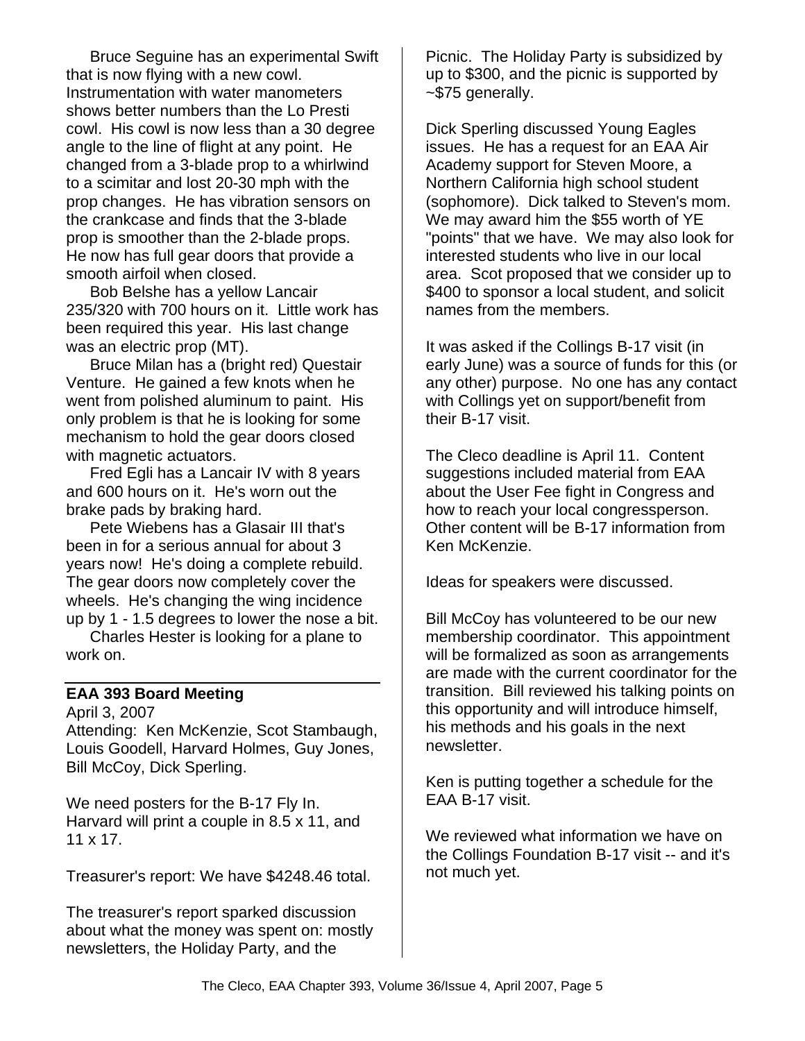Bruce Seguine has an experimental Swift that is now flying with a new cowl. Instrumentation with water manometers shows better numbers than the Lo Presti cowl. His cowl is now less than a 30 degree angle to the line of flight at any point. He changed from a 3-blade prop to a whirlwind to a scimitar and lost 20-30 mph with the prop changes. He has vibration sensors on the crankcase and finds that the 3-blade prop is smoother than the 2-blade props. He now has full gear doors that provide a smooth airfoil when closed.

Bob Belshe has a yellow Lancair 235/320 with 700 hours on it. Little work has been required this year. His last change was an electric prop (MT).

Bruce Milan has a (bright red) Questair Venture. He gained a few knots when he went from polished aluminum to paint. His only problem is that he is looking for some mechanism to hold the gear doors closed with magnetic actuators.

Fred Egli has a Lancair IV with 8 years and 600 hours on it. He's worn out the brake pads by braking hard.

Pete Wiebens has a Glasair III that's been in for a serious annual for about 3 years now! He's doing a complete rebuild. The gear doors now completely cover the wheels. He's changing the wing incidence up by 1 - 1.5 degrees to lower the nose a bit.

Charles Hester is looking for a plane to work on.

---

## EAA 393 Board Meeting

April 3, 2007

Attending: Ken McKenzie, Scot Stambaugh, Louis Goodell, Harvard Holmes, Guy Jones, Bill McCoy, Dick Sperling.

We need posters for the B-17 Fly In. Harvard will print a couple in 8.5 x 11, and 11 x 17.

Treasurer's report: We have $4248.46 total.

The treasurer's report sparked discussion about what the money was spent on: mostly newsletters, the Holiday Party, and the Picnic. The Holiday Party is subsidized by up to $300, and the picnic is supported by ~$75 generally.

Dick Sperling discussed Young Eagles issues. He has a request for an EAA Air Academy support for Steven Moore, a Northern California high school student (sophomore). Dick talked to Steven's mom. We may award him the $55 worth of YE "points" that we have. We may also look for interested students who live in our local area. Scot proposed that we consider up to $400 to sponsor a local student, and solicit names from the members.

It was asked if the Collings B-17 visit (in early June) was a source of funds for this (or any other) purpose. No one has any contact with Collings yet on support/benefit from their B-17 visit.

The Cleco deadline is April 11. Content suggestions included material from EAA about the User Fee fight in Congress and how to reach your local congressperson. Other content will be B-17 information from Ken McKenzie.

Ideas for speakers were discussed.

Bill McCoy has volunteered to be our new membership coordinator. This appointment will be formalized as soon as arrangements are made with the current coordinator for the transition. Bill reviewed his talking points on this opportunity and will introduce himself, his methods and his goals in the next newsletter.

Ken is putting together a schedule for the EAA B-17 visit.

We reviewed what information we have on the Collings Foundation B-17 visit -- and it's not much yet.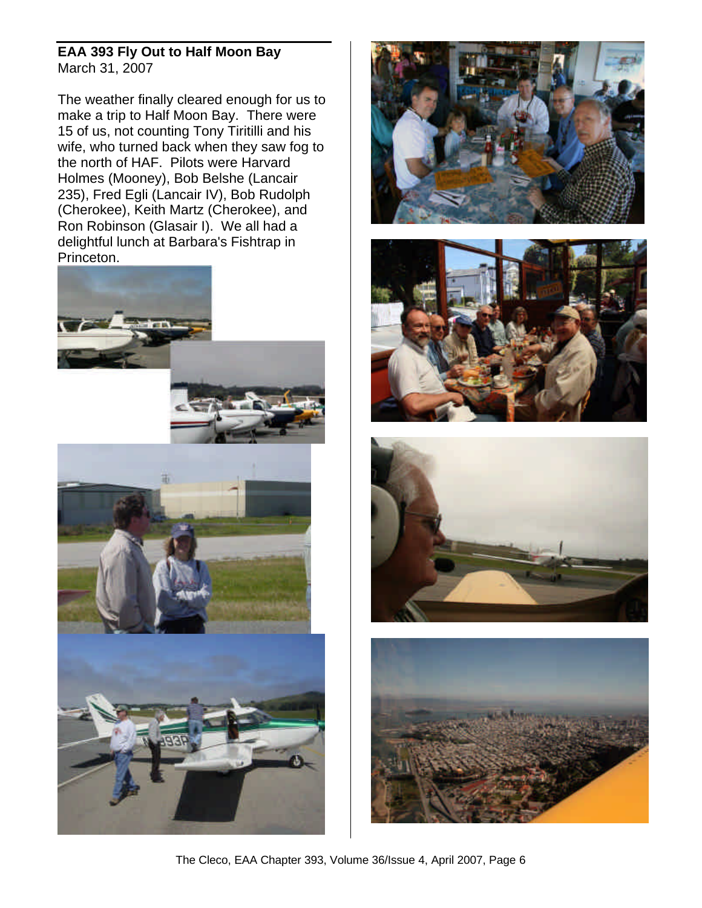## EAA 393 Fly Out to Half Moon Bay

March 31, 2007

The weather finally cleared enough for us to make a trip to Half Moon Bay. There were 15 of us, not counting Tony Tiritilli and his wife, who turned back when they saw fog to the north of HAF. Pilots were Harvard Holmes (Mooney), Bob Belshe (Lancair 235), Fred Egli (Lancair IV), Bob Rudolph (Cherokee), Keith Martz (Cherokee), and Ron Robinson (Glasair I). We all had a delightful lunch at Barbara's Fishtrap in Princeton.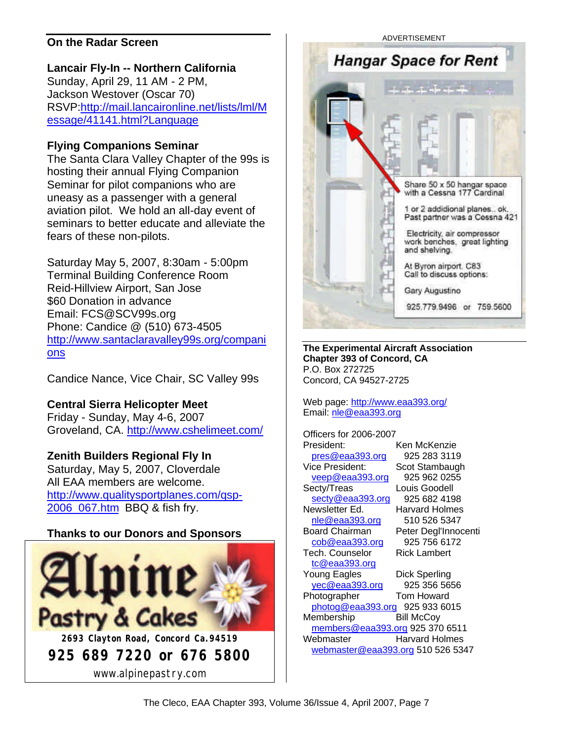## On the Radar Screen

**Lancair Fly-In -- Northern California**
Sunday, April 29, 11 AM - 2 PM,
Jackson Westover (Oscar 70)
RSVP:http://mail.lancaironline.net/lists/lml/Message/41141.html?Language

**Flying Companions Seminar**
The Santa Clara Valley Chapter of the 99s is hosting their annual Flying Companion Seminar for pilot companions who are uneasy as a passenger with a general aviation pilot. We hold an all-day event of seminars to better educate and alleviate the fears of these non-pilots.

Saturday May 5, 2007, 8:30am - 5:00pm
Terminal Building Conference Room
Reid-Hillview Airport, San Jose
$60 Donation in advance
Email: FCS@SCV99s.org
Phone: Candice @ (510) 673-4505
http://www.santaclaravalley99s.org/companions

Candice Nance, Vice Chair, SC Valley 99s

**Central Sierra Helicopter Meet**
Friday - Sunday, May 4-6, 2007
Groveland, CA. http://www.cshelimeet.com/

**Zenith Builders Regional Fly In**
Saturday, May 5, 2007, Cloverdale
All EAA members are welcome.
http://www.qualitysportplanes.com/qsp-2006_067.htm BBQ & fish fry.

**Thanks to our Donors and Sponsors**

Alpine Pastry & Cakes
2693 Clayton Road, Concord Ca.94519
925 689 7220 or 676 5800
www.alpinepastry.com

ADVERTISEMENT

**Hangar Space for Rent**

Share 50 x 50 hangar space with a Cessna 177 Cardinal

1 or 2 addidional planes.. ok. Past partner was a Cessna 421

Electricity, air compressor work benches, great lighting and shelving.

At Byron airport. C83
Call to discuss options:

Gary Augustino

925.779.9496 or 759.5600

**The Experimental Aircraft Association**
**Chapter 393 of Concord, CA**
P.O. Box 272725
Concord, CA 94527-2725

Web page: http://www.eaa393.org/
Email: nle@eaa393.org

Officers for 2006-2007

| Position | Name / Phone |
|---|---|
| President: pres@eaa393.org | Ken McKenzie 925 283 3119 |
| Vice President: veep@eaa393.org | Scot Stambaugh 925 962 0255 |
| Secty/Treas secty@eaa393.org | Louis Goodell 925 682 4198 |
| Newsletter Ed. nle@eaa393.org | Harvard Holmes 510 526 5347 |
| Board Chairman cob@eaa393.org | Peter Degl'Innocenti 925 756 6172 |
| Tech. Counselor tc@eaa393.org | Rick Lambert |
| Young Eagles yec@eaa393.org | Dick Sperling 925 356 5656 |
| Photographer photog@eaa393.org | Tom Howard 925 933 6015 |
| Membership members@eaa393.org | Bill McCoy 925 370 6511 |
| Webmaster webmaster@eaa393.org | Harvard Holmes 510 526 5347 |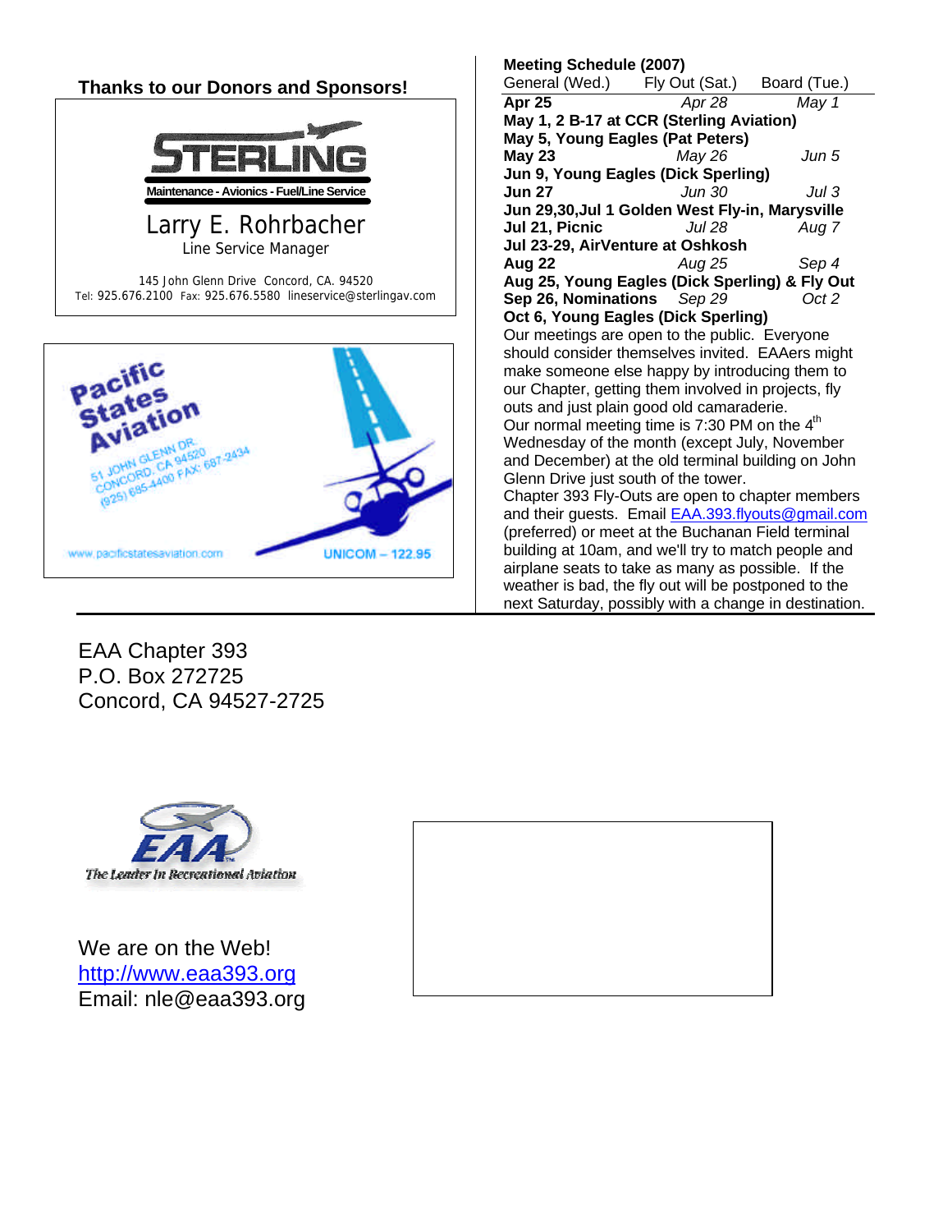## Thanks to our Donors and Sponsors!

STERLING

Maintenance - Avionics - Fuel/Line Service

Larry E. Rohrbacher
Line Service Manager

145 John Glenn Drive Concord, CA. 94520
Tel: 925.676.2100 Fax: 925.676.5580 lineservice@sterlingav.com

Pacific States Aviation

51 JOHN GLENN DR.
CONCORD, CA 94520
(925) 685-4400 FAX: 687-2434

www.pacificstatesaviation.com

UNICOM – 122.95

**Meeting Schedule (2007)**

| General (Wed.) | Fly Out (Sat.) | Board (Tue.) |
|---|---|---|
| **Apr 25** | *Apr 28* | *May 1* |
| **May 1, 2 B-17 at CCR (Sterling Aviation)** | | |
| **May 5, Young Eagles (Pat Peters)** | | |
| **May 23** | *May 26* | *Jun 5* |
| **Jun 9, Young Eagles (Dick Sperling)** | | |
| **Jun 27** | *Jun 30* | *Jul 3* |
| **Jun 29,30,Jul 1 Golden West Fly-in, Marysville** | | |
| **Jul 21, Picnic** | *Jul 28* | *Aug 7* |
| **Jul 23-29, AirVenture at Oshkosh** | | |
| **Aug 22** | *Aug 25* | *Sep 4* |
| **Aug 25, Young Eagles (Dick Sperling) & Fly Out** | | |
| **Sep 26, Nominations** | *Sep 29* | *Oct 2* |
| **Oct 6, Young Eagles (Dick Sperling)** | | |

Our meetings are open to the public. Everyone should consider themselves invited. EAAers might make someone else happy by introducing them to our Chapter, getting them involved in projects, fly outs and just plain good old camaraderie.

Our normal meeting time is 7:30 PM on the 4th Wednesday of the month (except July, November and December) at the old terminal building on John Glenn Drive just south of the tower.

Chapter 393 Fly-Outs are open to chapter members and their guests. Email EAA.393.flyouts@gmail.com (preferred) or meet at the Buchanan Field terminal building at 10am, and we'll try to match people and airplane seats to take as many as possible. If the weather is bad, the fly out will be postponed to the next Saturday, possibly with a change in destination.

EAA Chapter 393
P.O. Box 272725
Concord, CA 94527-2725

EAA
The Leader In Recreational Aviation

We are on the Web!
http://www.eaa393.org
Email: nle@eaa393.org